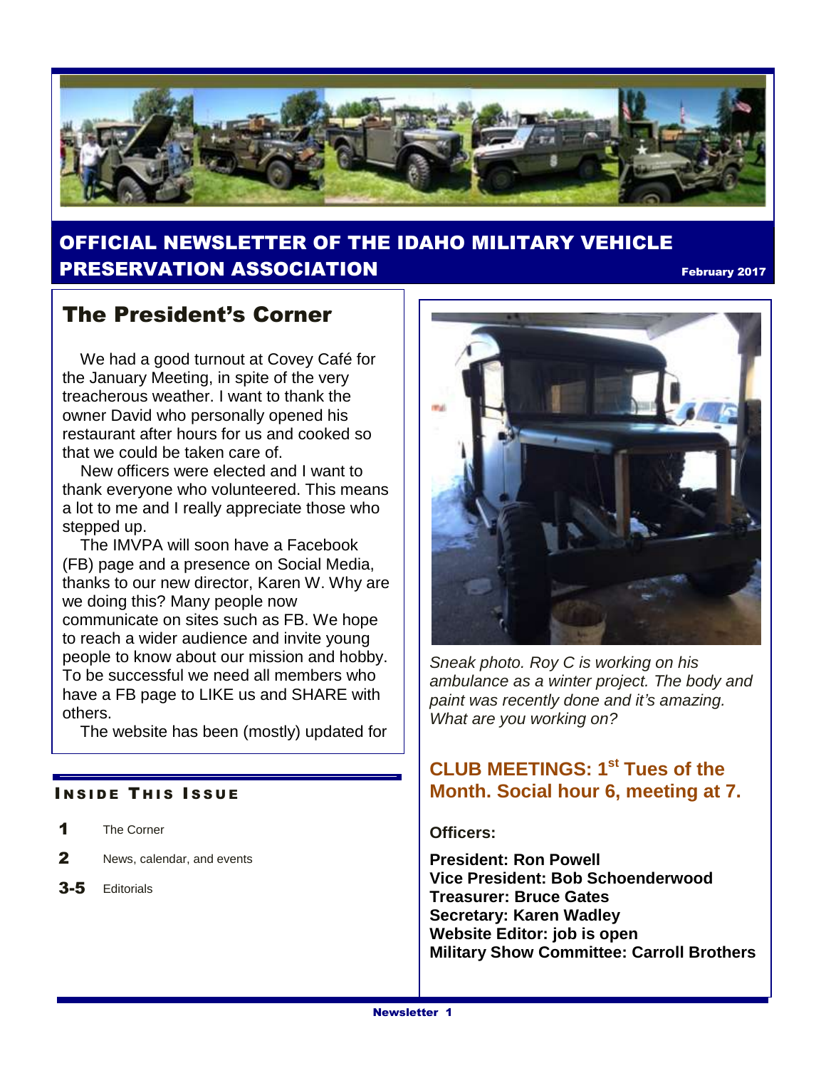# OFFICIAL NEWSLETTER OF THE IDAHO MILITARY VEHICLE PRESERVATION ASSOCIATION

February 2017

## The President's Corner

We had a good turnout at Covey Café for the January Meeting, in spite of the very treacherous weather. I want to thank the owner David who personally opened his restaurant after hours for us and cooked so that we could be taken care of.

New officers were elected and I want to thank everyone who volunteered. This means a lot to me and I really appreciate those who stepped up.

The IMVPA will soon have a Facebook (FB) page and a presence on Social Media, thanks to our new director, Karen W. Why are we doing this? Many people now communicate on sites such as FB. We hope to reach a wider audience and invite young people to know about our mission and hobby. To be successful we need all members who have a FB page to LIKE us and SHARE with others.

The website has been (mostly) updated for

### INSIDE THIS ISSUE

| | |
|---|---|
| **1** | The Corner |
| **2** | News, calendar, and events |
| **3-5** | Editorials |

*Sneak photo. Roy C is working on his ambulance as a winter project. The body and paint was recently done and it's amazing. What are you working on?*

### CLUB MEETINGS: 1st Tues of the Month. Social hour 6, meeting at 7.

**Officers:**

**President: Ron Powell**
**Vice President: Bob Schoenderwood**
**Treasurer: Bruce Gates**
**Secretary: Karen Wadley**
**Website Editor: job is open**
**Military Show Committee: Carroll Brothers**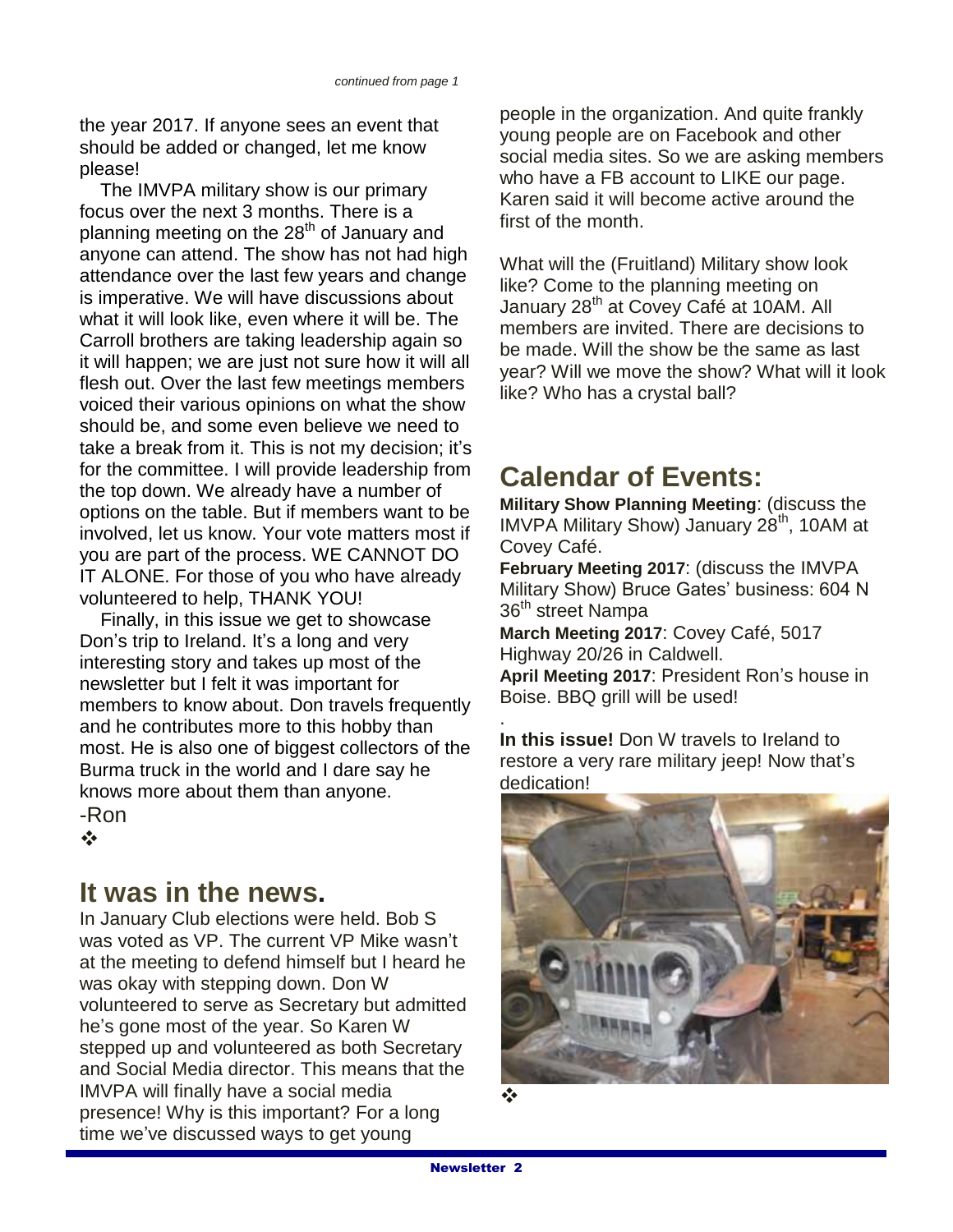*continued from page 1*

the year 2017. If anyone sees an event that should be added or changed, let me know please!

The IMVPA military show is our primary focus over the next 3 months. There is a planning meeting on the 28th of January and anyone can attend. The show has not had high attendance over the last few years and change is imperative. We will have discussions about what it will look like, even where it will be. The Carroll brothers are taking leadership again so it will happen; we are just not sure how it will all flesh out. Over the last few meetings members voiced their various opinions on what the show should be, and some even believe we need to take a break from it. This is not my decision; it's for the committee. I will provide leadership from the top down. We already have a number of options on the table. But if members want to be involved, let us know. Your vote matters most if you are part of the process. WE CANNOT DO IT ALONE. For those of you who have already volunteered to help, THANK YOU!

Finally, in this issue we get to showcase Don's trip to Ireland. It's a long and very interesting story and takes up most of the newsletter but I felt it was important for members to know about. Don travels frequently and he contributes more to this hobby than most. He is also one of biggest collectors of the Burma truck in the world and I dare say he knows more about them than anyone.

-Ron

❖

## It was in the news.

In January Club elections were held. Bob S was voted as VP. The current VP Mike wasn't at the meeting to defend himself but I heard he was okay with stepping down. Don W volunteered to serve as Secretary but admitted he's gone most of the year. So Karen W stepped up and volunteered as both Secretary and Social Media director. This means that the IMVPA will finally have a social media presence! Why is this important? For a long time we've discussed ways to get young people in the organization. And quite frankly young people are on Facebook and other social media sites. So we are asking members who have a FB account to LIKE our page. Karen said it will become active around the first of the month.

What will the (Fruitland) Military show look like? Come to the planning meeting on January 28th at Covey Café at 10AM. All members are invited. There are decisions to be made. Will the show be the same as last year? Will we move the show? What will it look like? Who has a crystal ball?

## Calendar of Events:

**Military Show Planning Meeting**: (discuss the IMVPA Military Show) January 28th, 10AM at Covey Café.

**February Meeting 2017**: (discuss the IMVPA Military Show) Bruce Gates' business: 604 N 36th street Nampa

**March Meeting 2017**: Covey Café, 5017 Highway 20/26 in Caldwell.

**April Meeting 2017**: President Ron's house in Boise. BBQ grill will be used!

**In this issue!** Don W travels to Ireland to restore a very rare military jeep! Now that's dedication!

❖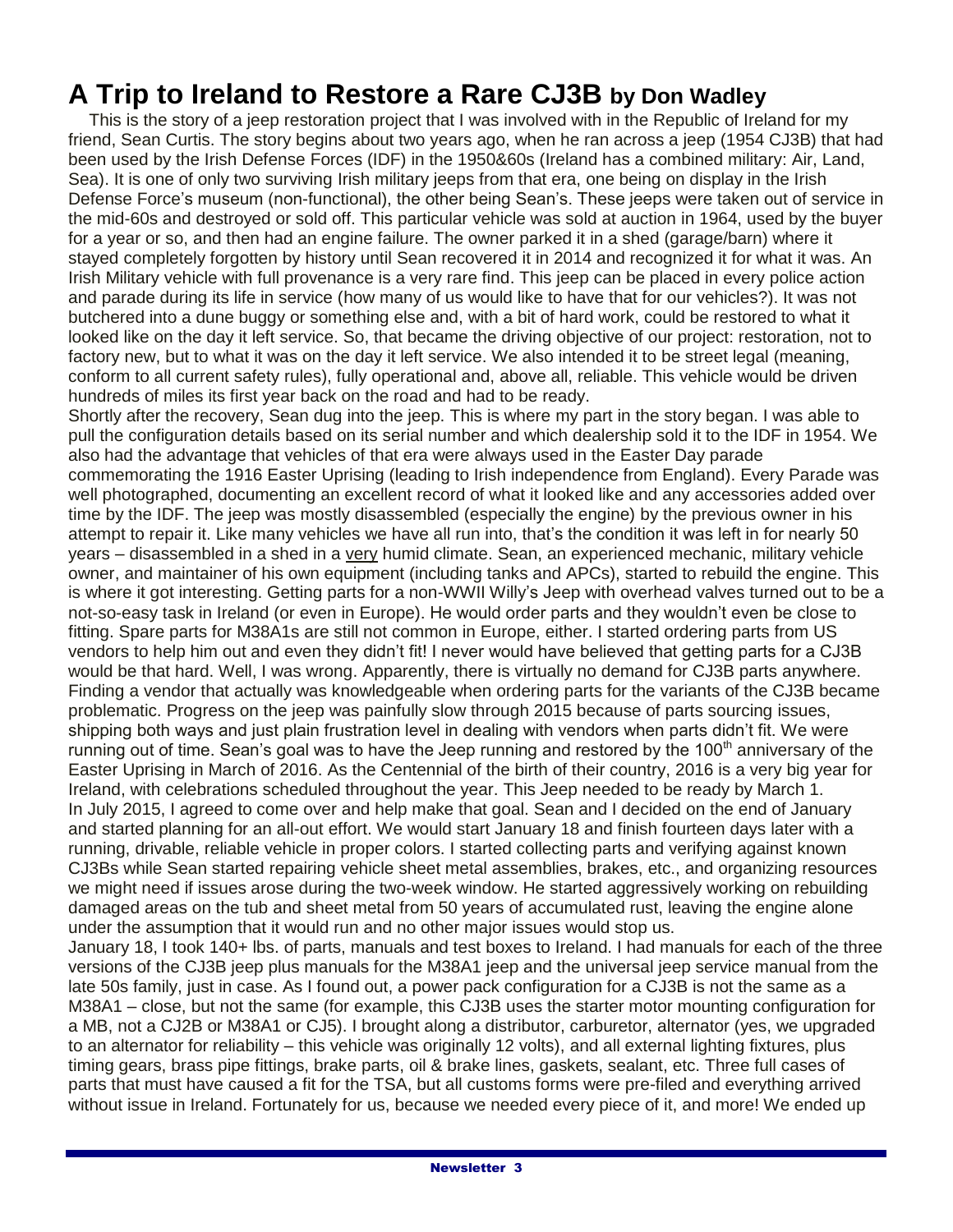# A Trip to Ireland to Restore a Rare CJ3B by Don Wadley

This is the story of a jeep restoration project that I was involved with in the Republic of Ireland for my friend, Sean Curtis. The story begins about two years ago, when he ran across a jeep (1954 CJ3B) that had been used by the Irish Defense Forces (IDF) in the 1950&60s (Ireland has a combined military: Air, Land, Sea). It is one of only two surviving Irish military jeeps from that era, one being on display in the Irish Defense Force's museum (non-functional), the other being Sean's. These jeeps were taken out of service in the mid-60s and destroyed or sold off. This particular vehicle was sold at auction in 1964, used by the buyer for a year or so, and then had an engine failure. The owner parked it in a shed (garage/barn) where it stayed completely forgotten by history until Sean recovered it in 2014 and recognized it for what it was. An Irish Military vehicle with full provenance is a very rare find. This jeep can be placed in every police action and parade during its life in service (how many of us would like to have that for our vehicles?). It was not butchered into a dune buggy or something else and, with a bit of hard work, could be restored to what it looked like on the day it left service. So, that became the driving objective of our project: restoration, not to factory new, but to what it was on the day it left service. We also intended it to be street legal (meaning, conform to all current safety rules), fully operational and, above all, reliable. This vehicle would be driven hundreds of miles its first year back on the road and had to be ready.

Shortly after the recovery, Sean dug into the jeep. This is where my part in the story began. I was able to pull the configuration details based on its serial number and which dealership sold it to the IDF in 1954. We also had the advantage that vehicles of that era were always used in the Easter Day parade commemorating the 1916 Easter Uprising (leading to Irish independence from England). Every Parade was well photographed, documenting an excellent record of what it looked like and any accessories added over time by the IDF. The jeep was mostly disassembled (especially the engine) by the previous owner in his attempt to repair it. Like many vehicles we have all run into, that's the condition it was left in for nearly 50 years – disassembled in a shed in a very humid climate. Sean, an experienced mechanic, military vehicle owner, and maintainer of his own equipment (including tanks and APCs), started to rebuild the engine. This is where it got interesting. Getting parts for a non-WWII Willy's Jeep with overhead valves turned out to be a not-so-easy task in Ireland (or even in Europe). He would order parts and they wouldn't even be close to fitting. Spare parts for M38A1s are still not common in Europe, either. I started ordering parts from US vendors to help him out and even they didn't fit! I never would have believed that getting parts for a CJ3B would be that hard. Well, I was wrong. Apparently, there is virtually no demand for CJ3B parts anywhere. Finding a vendor that actually was knowledgeable when ordering parts for the variants of the CJ3B became problematic. Progress on the jeep was painfully slow through 2015 because of parts sourcing issues, shipping both ways and just plain frustration level in dealing with vendors when parts didn't fit. We were running out of time. Sean's goal was to have the Jeep running and restored by the 100th anniversary of the Easter Uprising in March of 2016. As the Centennial of the birth of their country, 2016 is a very big year for Ireland, with celebrations scheduled throughout the year. This Jeep needed to be ready by March 1.

In July 2015, I agreed to come over and help make that goal. Sean and I decided on the end of January and started planning for an all-out effort. We would start January 18 and finish fourteen days later with a running, drivable, reliable vehicle in proper colors. I started collecting parts and verifying against known CJ3Bs while Sean started repairing vehicle sheet metal assemblies, brakes, etc., and organizing resources we might need if issues arose during the two-week window. He started aggressively working on rebuilding damaged areas on the tub and sheet metal from 50 years of accumulated rust, leaving the engine alone under the assumption that it would run and no other major issues would stop us.

January 18, I took 140+ lbs. of parts, manuals and test boxes to Ireland. I had manuals for each of the three versions of the CJ3B jeep plus manuals for the M38A1 jeep and the universal jeep service manual from the late 50s family, just in case. As I found out, a power pack configuration for a CJ3B is not the same as a M38A1 – close, but not the same (for example, this CJ3B uses the starter motor mounting configuration for a MB, not a CJ2B or M38A1 or CJ5). I brought along a distributor, carburetor, alternator (yes, we upgraded to an alternator for reliability – this vehicle was originally 12 volts), and all external lighting fixtures, plus timing gears, brass pipe fittings, brake parts, oil & brake lines, gaskets, sealant, etc. Three full cases of parts that must have caused a fit for the TSA, but all customs forms were pre-filed and everything arrived without issue in Ireland. Fortunately for us, because we needed every piece of it, and more! We ended up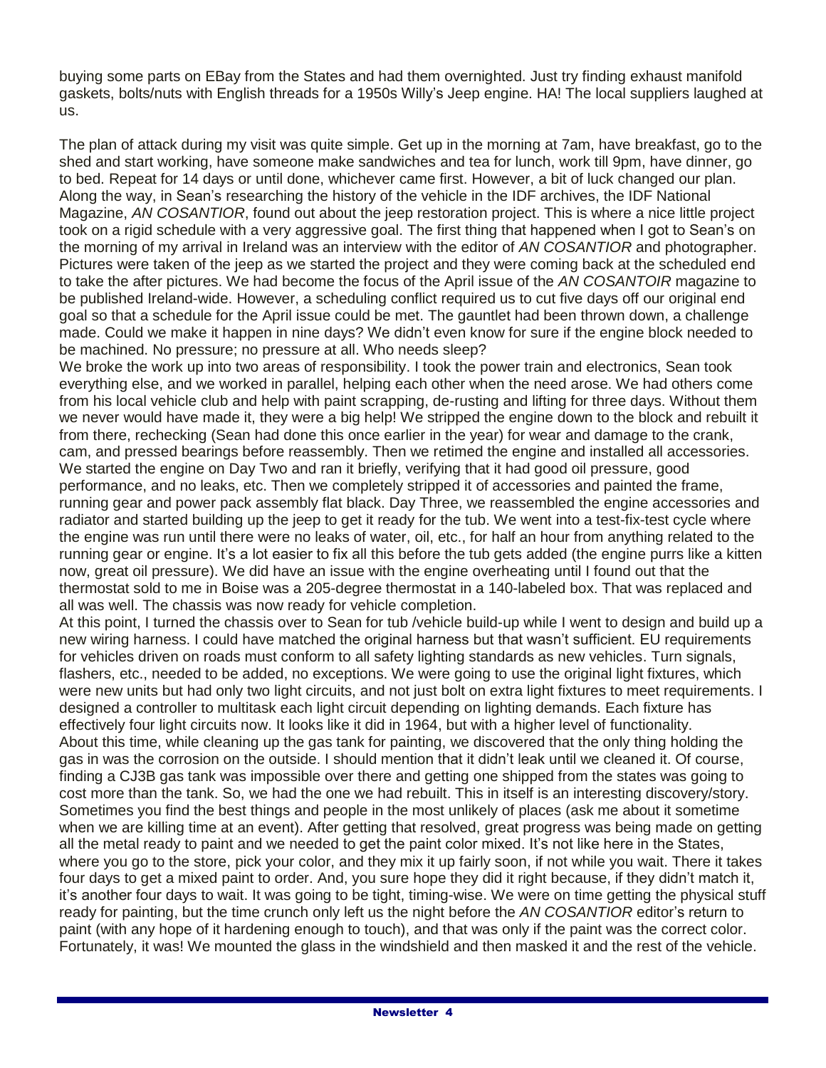buying some parts on EBay from the States and had them overnighted. Just try finding exhaust manifold gaskets, bolts/nuts with English threads for a 1950s Willy's Jeep engine. HA! The local suppliers laughed at us.

The plan of attack during my visit was quite simple. Get up in the morning at 7am, have breakfast, go to the shed and start working, have someone make sandwiches and tea for lunch, work till 9pm, have dinner, go to bed. Repeat for 14 days or until done, whichever came first. However, a bit of luck changed our plan. Along the way, in Sean's researching the history of the vehicle in the IDF archives, the IDF National Magazine, *AN COSANTIOR*, found out about the jeep restoration project. This is where a nice little project took on a rigid schedule with a very aggressive goal. The first thing that happened when I got to Sean's on the morning of my arrival in Ireland was an interview with the editor of *AN COSANTIOR* and photographer. Pictures were taken of the jeep as we started the project and they were coming back at the scheduled end to take the after pictures. We had become the focus of the April issue of the *AN COSANTOIR* magazine to be published Ireland-wide. However, a scheduling conflict required us to cut five days off our original end goal so that a schedule for the April issue could be met. The gauntlet had been thrown down, a challenge made. Could we make it happen in nine days? We didn't even know for sure if the engine block needed to be machined. No pressure; no pressure at all. Who needs sleep?

We broke the work up into two areas of responsibility. I took the power train and electronics, Sean took everything else, and we worked in parallel, helping each other when the need arose. We had others come from his local vehicle club and help with paint scrapping, de-rusting and lifting for three days. Without them we never would have made it, they were a big help! We stripped the engine down to the block and rebuilt it from there, rechecking (Sean had done this once earlier in the year) for wear and damage to the crank, cam, and pressed bearings before reassembly. Then we retimed the engine and installed all accessories. We started the engine on Day Two and ran it briefly, verifying that it had good oil pressure, good performance, and no leaks, etc. Then we completely stripped it of accessories and painted the frame, running gear and power pack assembly flat black. Day Three, we reassembled the engine accessories and radiator and started building up the jeep to get it ready for the tub. We went into a test-fix-test cycle where the engine was run until there were no leaks of water, oil, etc., for half an hour from anything related to the running gear or engine. It's a lot easier to fix all this before the tub gets added (the engine purrs like a kitten now, great oil pressure). We did have an issue with the engine overheating until I found out that the thermostat sold to me in Boise was a 205-degree thermostat in a 140-labeled box. That was replaced and all was well. The chassis was now ready for vehicle completion.

At this point, I turned the chassis over to Sean for tub /vehicle build-up while I went to design and build up a new wiring harness. I could have matched the original harness but that wasn't sufficient. EU requirements for vehicles driven on roads must conform to all safety lighting standards as new vehicles. Turn signals, flashers, etc., needed to be added, no exceptions. We were going to use the original light fixtures, which were new units but had only two light circuits, and not just bolt on extra light fixtures to meet requirements. I designed a controller to multitask each light circuit depending on lighting demands. Each fixture has effectively four light circuits now. It looks like it did in 1964, but with a higher level of functionality.

About this time, while cleaning up the gas tank for painting, we discovered that the only thing holding the gas in was the corrosion on the outside. I should mention that it didn't leak until we cleaned it. Of course, finding a CJ3B gas tank was impossible over there and getting one shipped from the states was going to cost more than the tank. So, we had the one we had rebuilt. This in itself is an interesting discovery/story. Sometimes you find the best things and people in the most unlikely of places (ask me about it sometime when we are killing time at an event). After getting that resolved, great progress was being made on getting all the metal ready to paint and we needed to get the paint color mixed. It's not like here in the States, where you go to the store, pick your color, and they mix it up fairly soon, if not while you wait. There it takes four days to get a mixed paint to order. And, you sure hope they did it right because, if they didn't match it, it's another four days to wait. It was going to be tight, timing-wise. We were on time getting the physical stuff ready for painting, but the time crunch only left us the night before the *AN COSANTIOR* editor's return to paint (with any hope of it hardening enough to touch), and that was only if the paint was the correct color. Fortunately, it was! We mounted the glass in the windshield and then masked it and the rest of the vehicle.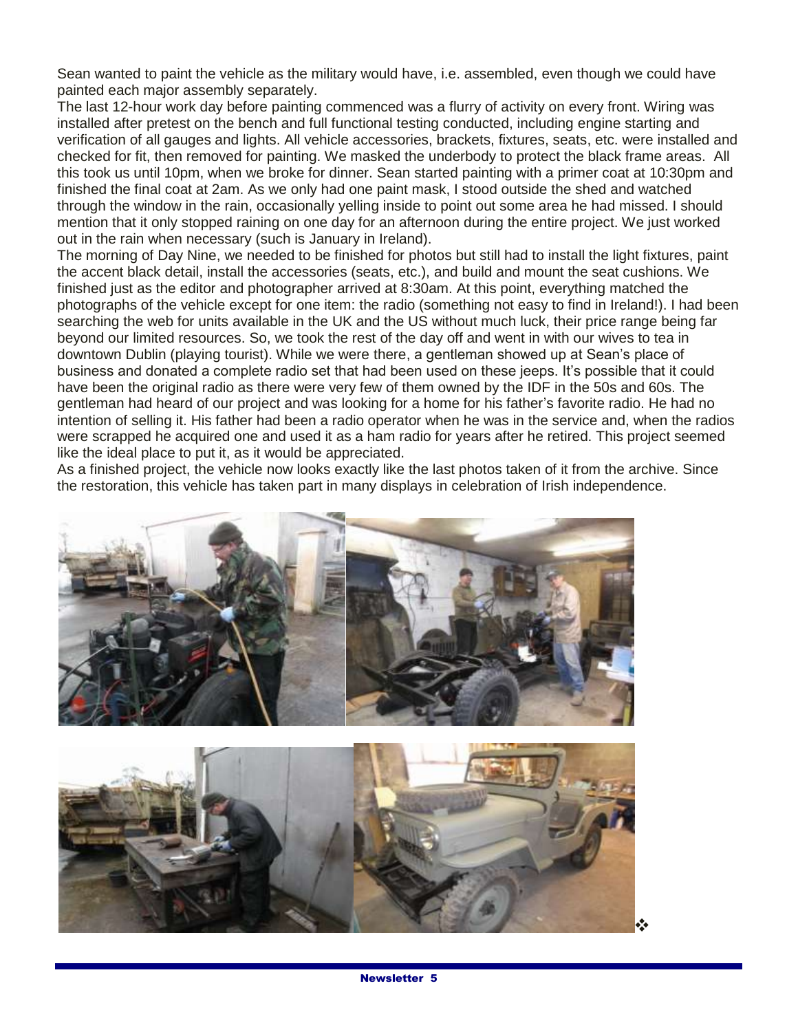Sean wanted to paint the vehicle as the military would have, i.e. assembled, even though we could have painted each major assembly separately.

The last 12-hour work day before painting commenced was a flurry of activity on every front. Wiring was installed after pretest on the bench and full functional testing conducted, including engine starting and verification of all gauges and lights. All vehicle accessories, brackets, fixtures, seats, etc. were installed and checked for fit, then removed for painting. We masked the underbody to protect the black frame areas. All this took us until 10pm, when we broke for dinner. Sean started painting with a primer coat at 10:30pm and finished the final coat at 2am. As we only had one paint mask, I stood outside the shed and watched through the window in the rain, occasionally yelling inside to point out some area he had missed. I should mention that it only stopped raining on one day for an afternoon during the entire project. We just worked out in the rain when necessary (such is January in Ireland).

The morning of Day Nine, we needed to be finished for photos but still had to install the light fixtures, paint the accent black detail, install the accessories (seats, etc.), and build and mount the seat cushions. We finished just as the editor and photographer arrived at 8:30am. At this point, everything matched the photographs of the vehicle except for one item: the radio (something not easy to find in Ireland!). I had been searching the web for units available in the UK and the US without much luck, their price range being far beyond our limited resources. So, we took the rest of the day off and went in with our wives to tea in downtown Dublin (playing tourist). While we were there, a gentleman showed up at Sean's place of business and donated a complete radio set that had been used on these jeeps. It's possible that it could have been the original radio as there were very few of them owned by the IDF in the 50s and 60s. The gentleman had heard of our project and was looking for a home for his father's favorite radio. He had no intention of selling it. His father had been a radio operator when he was in the service and, when the radios were scrapped he acquired one and used it as a ham radio for years after he retired. This project seemed like the ideal place to put it, as it would be appreciated.

As a finished project, the vehicle now looks exactly like the last photos taken of it from the archive. Since the restoration, this vehicle has taken part in many displays in celebration of Irish independence.